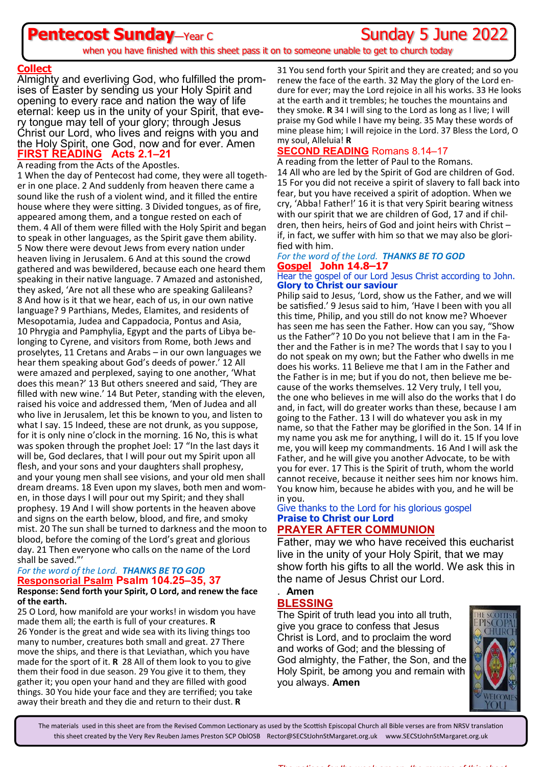# Pentecost Sunday—Year C

Sunday 5 June 2022

when you have finished with this sheet pass it on to someone unable to get to church today

## Collect

Almighty and everliving God, who fulfilled the promises of Easter by sending us your Holy Spirit and opening to every race and nation the way of life eternal: keep us in the unity of your Spirit, that every tongue may tell of your glory; through Jesus Christ our Lord, who lives and reigns with you and the Holy Spirit, one God, now and for ever. Amen

## FIRST READING Acts 2.1–21

A reading from the Acts of the Apostles.

1 When the day of Pentecost had come, they were all together in one place. 2 And suddenly from heaven there came a sound like the rush of a violent wind, and it filled the entire house where they were sitting. 3 Divided tongues, as of fire, appeared among them, and a tongue rested on each of them. 4 All of them were filled with the Holy Spirit and began to speak in other languages, as the Spirit gave them ability. 5 Now there were devout Jews from every nation under heaven living in Jerusalem. 6 And at this sound the crowd gathered and was bewildered, because each one heard them speaking in their native language. 7 Amazed and astonished, they asked, 'Are not all these who are speaking Galileans? 8 And how is it that we hear, each of us, in our own native language? 9 Parthians, Medes, Elamites, and residents of Mesopotamia, Judea and Cappadocia, Pontus and Asia, 10 Phrygia and Pamphylia, Egypt and the parts of Libya belonging to Cyrene, and visitors from Rome, both Jews and proselytes, 11 Cretans and Arabs – in our own languages we hear them speaking about God's deeds of power.' 12 All were amazed and perplexed, saying to one another, 'What does this mean?' 13 But others sneered and said, 'They are filled with new wine.' 14 But Peter, standing with the eleven, raised his voice and addressed them, 'Men of Judea and all who live in Jerusalem, let this be known to you, and listen to what I say. 15 Indeed, these are not drunk, as you suppose, for it is only nine o'clock in the morning. 16 No, this is what was spoken through the prophet Joel: 17 "In the last days it will be, God declares, that I will pour out my Spirit upon all flesh, and your sons and your daughters shall prophesy, and your young men shall see visions, and your old men shall dream dreams. 18 Even upon my slaves, both men and women, in those days I will pour out my Spirit; and they shall prophesy. 19 And I will show portents in the heaven above and signs on the earth below, blood, and fire, and smoky mist. 20 The sun shall be turned to darkness and the moon to blood, before the coming of the Lord's great and glorious day. 21 Then everyone who calls on the name of the Lord shall be saved."'

*For the word of the Lord.* ***THANKS BE TO GOD***

## Responsorial Psalm Psalm 104.25–35, 37

**Response: Send forth your Spirit, O Lord, and renew the face of the earth.**

25 O Lord, how manifold are your works! in wisdom you have made them all; the earth is full of your creatures. **R**
26 Yonder is the great and wide sea with its living things too many to number, creatures both small and great. 27 There move the ships, and there is that Leviathan, which you have made for the sport of it. **R** 28 All of them look to you to give them their food in due season. 29 You give it to them, they gather it; you open your hand and they are filled with good things. 30 You hide your face and they are terrified; you take away their breath and they die and return to their dust. **R**
31 You send forth your Spirit and they are created; and so you renew the face of the earth. 32 May the glory of the Lord endure for ever; may the Lord rejoice in all his works. 33 He looks at the earth and it trembles; he touches the mountains and they smoke. **R** 34 I will sing to the Lord as long as I live; I will praise my God while I have my being. 35 May these words of mine please him; I will rejoice in the Lord. 37 Bless the Lord, O my soul, Alleluia! **R**

## SECOND READING Romans 8.14–17

A reading from the letter of Paul to the Romans.

14 All who are led by the Spirit of God are children of God. 15 For you did not receive a spirit of slavery to fall back into fear, but you have received a spirit of adoption. When we cry, 'Abba! Father!' 16 it is that very Spirit bearing witness with our spirit that we are children of God, 17 and if children, then heirs, heirs of God and joint heirs with Christ – if, in fact, we suffer with him so that we may also be glorified with him.

*For the word of the Lord.* ***THANKS BE TO GOD***

## Gospel John 14.8–17

Hear the gospel of our Lord Jesus Christ according to John.
**Glory to Christ our saviour**

Philip said to Jesus, 'Lord, show us the Father, and we will be satisfied.' 9 Jesus said to him, 'Have I been with you all this time, Philip, and you still do not know me? Whoever has seen me has seen the Father. How can you say, "Show us the Father"? 10 Do you not believe that I am in the Father and the Father is in me? The words that I say to you I do not speak on my own; but the Father who dwells in me does his works. 11 Believe me that I am in the Father and the Father is in me; but if you do not, then believe me because of the works themselves. 12 Very truly, I tell you, the one who believes in me will also do the works that I do and, in fact, will do greater works than these, because I am going to the Father. 13 I will do whatever you ask in my name, so that the Father may be glorified in the Son. 14 If in my name you ask me for anything, I will do it. 15 If you love me, you will keep my commandments. 16 And I will ask the Father, and he will give you another Advocate, to be with you for ever. 17 This is the Spirit of truth, whom the world cannot receive, because it neither sees him nor knows him. You know him, because he abides with you, and he will be in you.

Give thanks to the Lord for his glorious gospel
**Praise to Christ our Lord**

## PRAYER AFTER COMMUNION

Father, may we who have received this eucharist live in the unity of your Holy Spirit, that we may show forth his gifts to all the world. We ask this in the name of Jesus Christ our Lord.

. **Amen**

## BLESSING

The Spirit of truth lead you into all truth, give you grace to confess that Jesus Christ is Lord, and to proclaim the word and works of God; and the blessing of God almighty, the Father, the Son, and the Holy Spirit, be among you and remain with you always. **Amen**

The materials used in this sheet are from the Revised Common Lectionary as used by the Scottish Episcopal Church all Bible verses are from NRSV translation
this sheet created by the Very Rev Reuben James Preston SCP OblOSB Rector@SECStJohnStMargaret.org.uk www.SECStJohnStMargaret.org.uk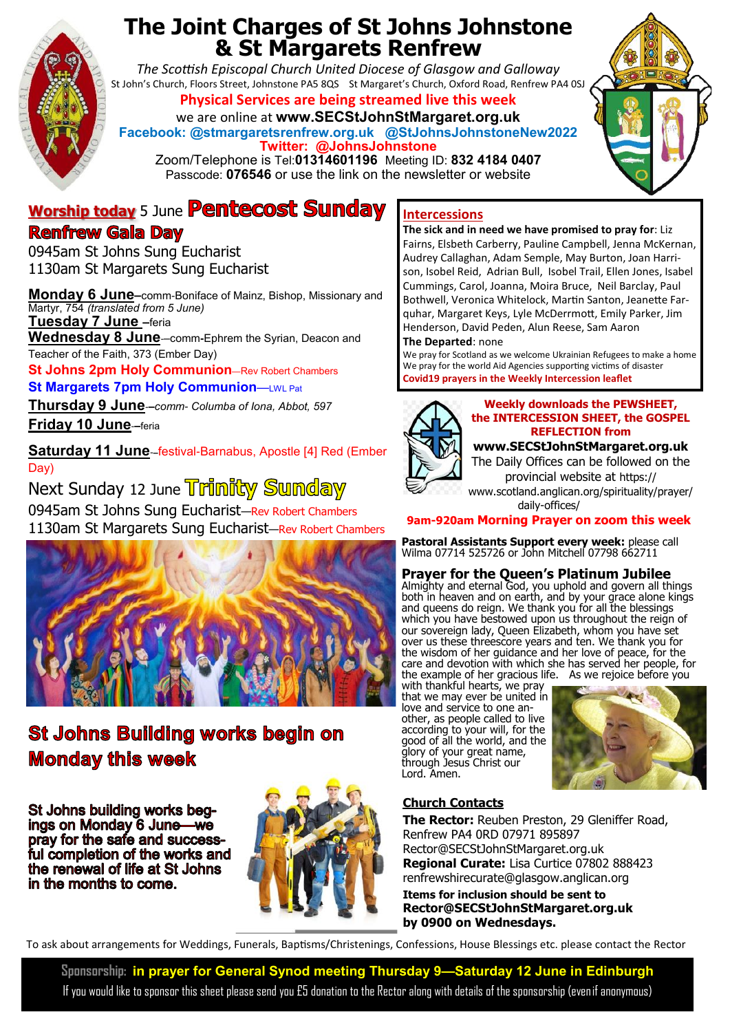# The Joint Charges of St Johns Johnstone & St Margarets Renfrew

*The Scottish Episcopal Church United Diocese of Glasgow and Galloway*

St John's Church, Floors Street, Johnstone PA5 8QS St Margaret's Church, Oxford Road, Renfrew PA4 0SJ

**Physical Services are being streamed live this week**

we are online at **www.SECStJohnStMargaret.org.uk**

**Facebook: @stmargaretsrenfrew.org.uk @StJohnsJohnstoneNew2022**

**Twitter: @JohnsJohnstone**

Zoom/Telephone is Tel:**01314601196** Meeting ID: **832 4184 0407**

Passcode: **076546** or use the link on the newsletter or website

## Worship today 5 June Pentecost Sunday

### Renfrew Gala Day

0945am St Johns Sung Eucharist

1130am St Margarets Sung Eucharist

**Monday 6 June**–comm-Boniface of Mainz, Bishop, Missionary and Martyr, 754 *(translated from 5 June)*

**Tuesday 7 June** –feria

**Wednesday 8 June**—comm-Ephrem the Syrian, Deacon and Teacher of the Faith, 373 (Ember Day)

**St Johns 2pm Holy Communion**—Rev Robert Chambers

**St Margarets 7pm Holy Communion**—LWL Pat

**Thursday 9 June**—*comm- Columba of Iona, Abbot, 597*

**Friday 10 June**—feria

**Saturday 11 June**—festival-Barnabus, Apostle [4] Red (Ember Day)

Next Sunday 12 June **Trinity Sunday**

0945am St Johns Sung Eucharist—Rev Robert Chambers

1130am St Margarets Sung Eucharist—Rev Robert Chambers

## St Johns Building works begin on Monday this week

**St Johns building works beg-ings on Monday 6 June—we pray for the safe and success-ful completion of the works and the renewal of life at St Johns in the months to come.**

## Intercessions

**The sick and in need we have promised to pray for**: Liz Fairns, Elsbeth Carberry, Pauline Campbell, Jenna McKernan, Audrey Callaghan, Adam Semple, May Burton, Joan Harrison, Isobel Reid, Adrian Bull, Isobel Trail, Ellen Jones, Isabel Cummings, Carol, Joanna, Moira Bruce, Neil Barclay, Paul Bothwell, Veronica Whitelock, Martin Santon, Jeanette Farquhar, Margaret Keys, Lyle McDerrmott, Emily Parker, Jim Henderson, David Peden, Alun Reese, Sam Aaron

**The Departed**: none

We pray for Scotland as we welcome Ukrainian Refugees to make a home

We pray for the world Aid Agencies supporting victims of disaster

**Covid19 prayers in the Weekly Intercession leaflet**

**Weekly downloads the PEWSHEET, the INTERCESSION SHEET, the GOSPEL REFLECTION from**
**www.SECStJohnStMargaret.org.uk**
The Daily Offices can be followed on the provincial website at https://www.scotland.anglican.org/spirituality/prayer/daily-offices/

**9am-920am Morning Prayer on zoom this week**

**Pastoral Assistants Support every week:** please call Wilma 07714 525726 or John Mitchell 07798 662711

## Prayer for the Queen's Platinum Jubilee

Almighty and eternal God, you uphold and govern all things both in heaven and on earth, and by your grace alone kings and queens do reign. We thank you for all the blessings which you have bestowed upon us throughout the reign of our sovereign lady, Queen Elizabeth, whom you have set over us these threescore years and ten. We thank you for the wisdom of her guidance and her love of peace, for the care and devotion with which she has served her people, for the example of her gracious life. As we rejoice before you with thankful hearts, we pray that we may ever be united in love and service to one another, as people called to live according to your will, for the good of all the world, and the glory of your great name, through Jesus Christ our Lord. Amen.

## Church Contacts

**The Rector:** Reuben Preston, 29 Gleniffer Road, Renfrew PA4 0RD 07971 895897
Rector@SECStJohnStMargaret.org.uk

**Regional Curate:** Lisa Curtice 07802 888423
renfrewshirecurate@glasgow.anglican.org

**Items for inclusion should be sent to Rector@SECStJohnStMargaret.org.uk by 0900 on Wednesdays.**

To ask about arrangements for Weddings, Funerals, Baptisms/Christenings, Confessions, House Blessings etc. please contact the Rector

**Sponsorship: in prayer for General Synod meeting Thursday 9—Saturday 12 June in Edinburgh**

If you would like to sponsor this sheet please send you £5 donation to the Rector along with details of the sponsorship (even if anonymous)